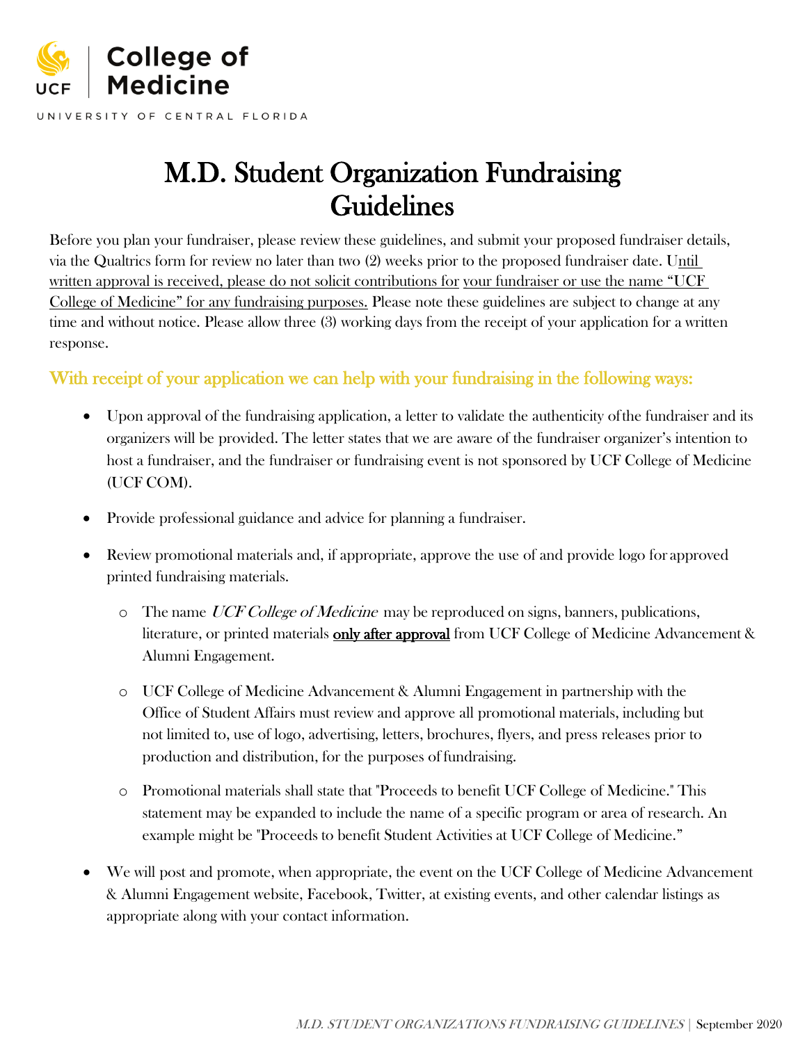College of Medicine

UNIVERSITY OF CENTRAL FLORIDA

# M.D. Student Organization Fundraising Guidelines

Before you plan your fundraiser, please review these guidelines, and submit your proposed fundraiser details, via the Qualtrics form for review no later than two (2) weeks prior to the proposed fundraiser date. Until written approval is received, please do not solicit contributions for your fundraiser or use the name "UCF College of Medicine" for any fundraising purposes. Please note these guidelines are subject to change at any time and without notice. Please allow three (3) working days from the receipt of your application for a written response.

## With receipt of your application we can help with your fundraising in the following ways:

- Upon approval of the fundraising application, a letter to validate the authenticity of the fundraiser and its organizers will be provided. The letter states that we are aware of the fundraiser organizer's intention to host a fundraiser, and the fundraiser or fundraising event is not sponsored by UCF College of Medicine (UCF COM).
- Provide professional guidance and advice for planning a fundraiser.
- Review promotional materials and, if appropriate, approve the use of and provide logo for approved printed fundraising materials.
  - The name *UCF College of Medicine* may be reproduced on signs, banners, publications, literature, or printed materials **only after approval** from UCF College of Medicine Advancement & Alumni Engagement.
  - UCF College of Medicine Advancement & Alumni Engagement in partnership with the Office of Student Affairs must review and approve all promotional materials, including but not limited to, use of logo, advertising, letters, brochures, flyers, and press releases prior to production and distribution, for the purposes of fundraising.
  - Promotional materials shall state that "Proceeds to benefit UCF College of Medicine." This statement may be expanded to include the name of a specific program or area of research. An example might be "Proceeds to benefit Student Activities at UCF College of Medicine."
- We will post and promote, when appropriate, the event on the UCF College of Medicine Advancement & Alumni Engagement website, Facebook, Twitter, at existing events, and other calendar listings as appropriate along with your contact information.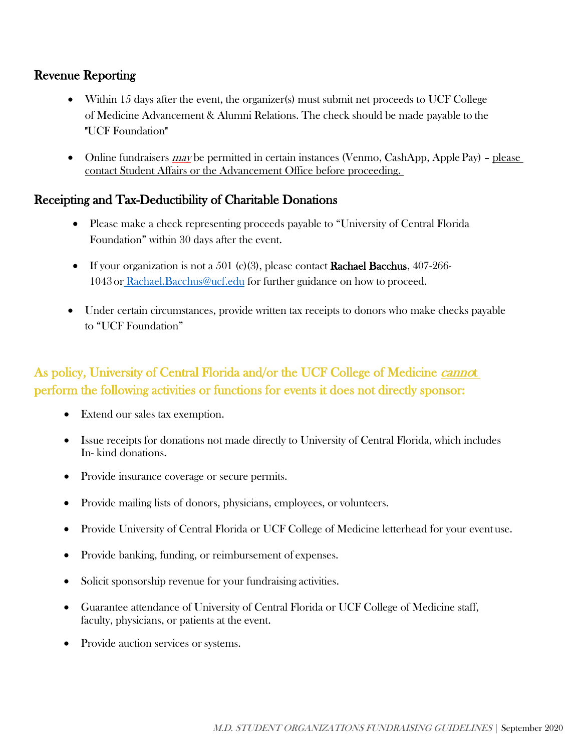## Revenue Reporting

- Within 15 days after the event, the organizer(s) must submit net proceeds to UCF College of Medicine Advancement & Alumni Relations. The check should be made payable to the "UCF Foundation"
- Online fundraisers *may* be permitted in certain instances (Venmo, CashApp, Apple Pay) – please contact Student Affairs or the Advancement Office before proceeding.

## Receipting and Tax-Deductibility of Charitable Donations

- Please make a check representing proceeds payable to "University of Central Florida Foundation" within 30 days after the event.
- If your organization is not a 501 (c)(3), please contact **Rachael Bacchus**, 407-266-1043 or Rachael.Bacchus@ucf.edu for further guidance on how to proceed.
- Under certain circumstances, provide written tax receipts to donors who make checks payable to "UCF Foundation"

## As policy, University of Central Florida and/or the UCF College of Medicine *cannot* perform the following activities or functions for events it does not directly sponsor:

- Extend our sales tax exemption.
- Issue receipts for donations not made directly to University of Central Florida, which includes In- kind donations.
- Provide insurance coverage or secure permits.
- Provide mailing lists of donors, physicians, employees, or volunteers.
- Provide University of Central Florida or UCF College of Medicine letterhead for your event use.
- Provide banking, funding, or reimbursement of expenses.
- Solicit sponsorship revenue for your fundraising activities.
- Guarantee attendance of University of Central Florida or UCF College of Medicine staff, faculty, physicians, or patients at the event.
- Provide auction services or systems.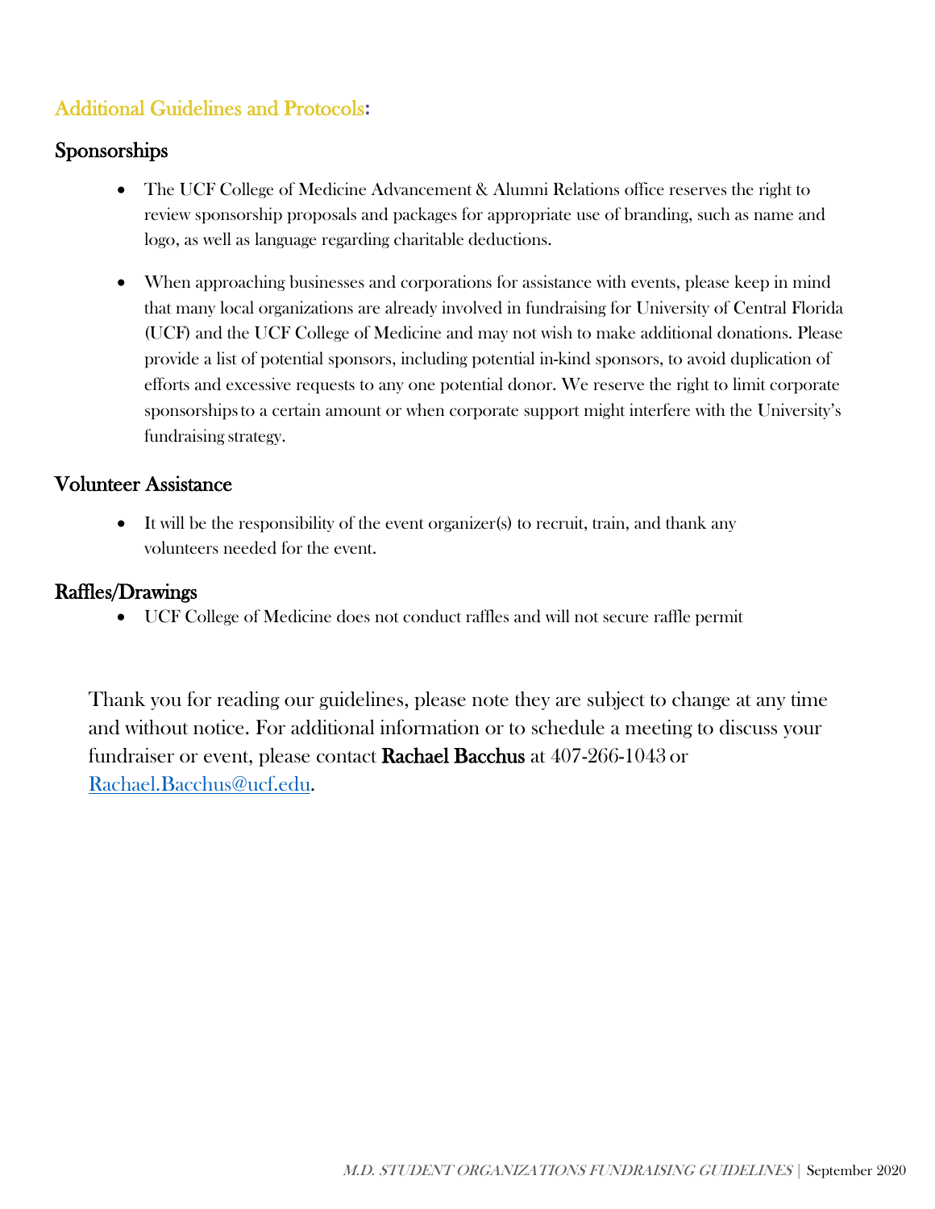## Additional Guidelines and Protocols:

### Sponsorships

- The UCF College of Medicine Advancement & Alumni Relations office reserves the right to review sponsorship proposals and packages for appropriate use of branding, such as name and logo, as well as language regarding charitable deductions.

- When approaching businesses and corporations for assistance with events, please keep in mind that many local organizations are already involved in fundraising for University of Central Florida (UCF) and the UCF College of Medicine and may not wish to make additional donations. Please provide a list of potential sponsors, including potential in-kind sponsors, to avoid duplication of efforts and excessive requests to any one potential donor. We reserve the right to limit corporate sponsorships to a certain amount or when corporate support might interfere with the University's fundraising strategy.

### Volunteer Assistance

- It will be the responsibility of the event organizer(s) to recruit, train, and thank any volunteers needed for the event.

### Raffles/Drawings

- UCF College of Medicine does not conduct raffles and will not secure raffle permit

Thank you for reading our guidelines, please note they are subject to change at any time and without notice. For additional information or to schedule a meeting to discuss your fundraiser or event, please contact **Rachael Bacchus** at 407-266-1043 or [Rachael.Bacchus@ucf.edu](mailto:Rachael.Bacchus@ucf.edu).